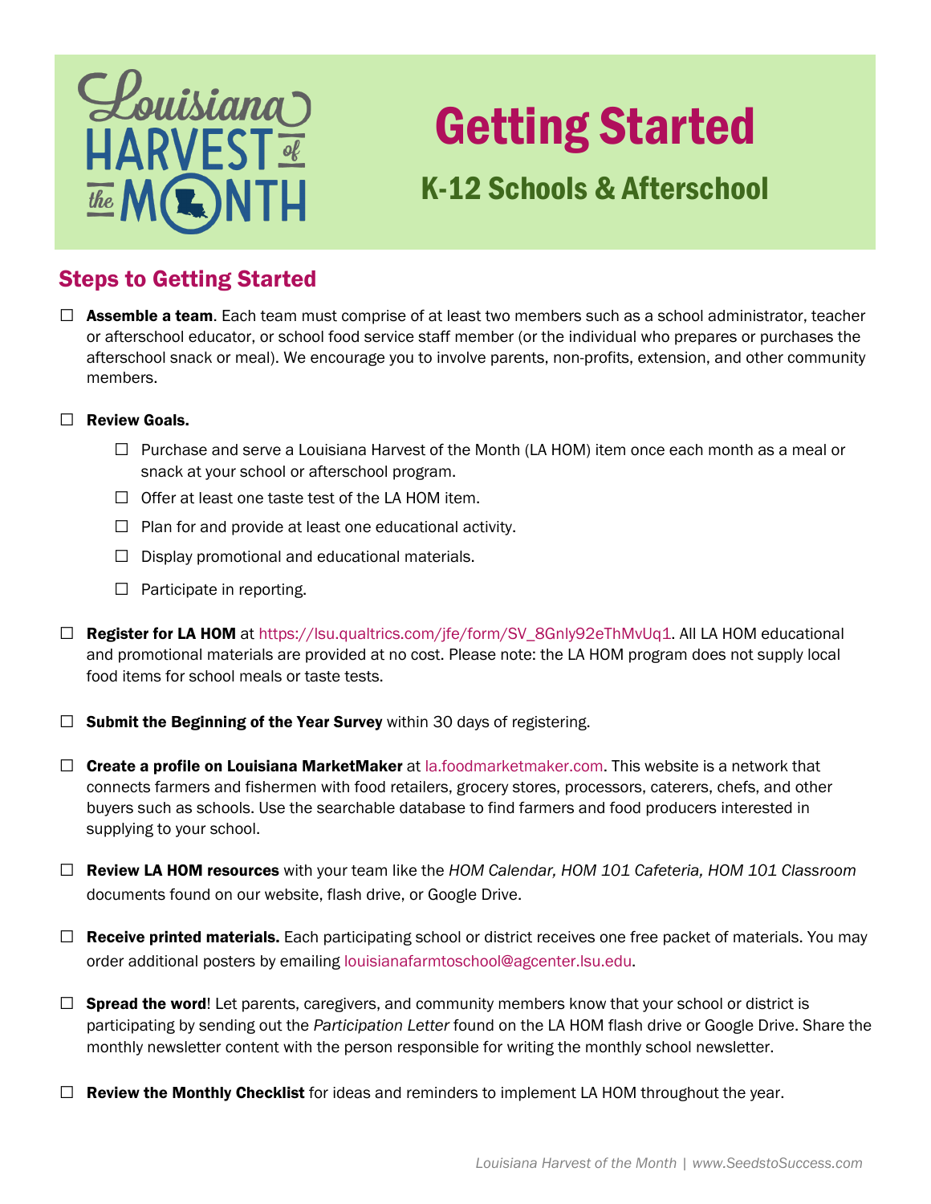# Louisiana Harvest of the Month

# Getting Started

## K-12 Schools & Afterschool

## Steps to Getting Started

- ☐ **Assemble a team**. Each team must comprise of at least two members such as a school administrator, teacher or afterschool educator, or school food service staff member (or the individual who prepares or purchases the afterschool snack or meal). We encourage you to involve parents, non-profits, extension, and other community members.

- ☐ **Review Goals.**
  - ☐ Purchase and serve a Louisiana Harvest of the Month (LA HOM) item once each month as a meal or snack at your school or afterschool program.
  - ☐ Offer at least one taste test of the LA HOM item.
  - ☐ Plan for and provide at least one educational activity.
  - ☐ Display promotional and educational materials.
  - ☐ Participate in reporting.

- ☐ **Register for LA HOM** at https://lsu.qualtrics.com/jfe/form/SV_8GnIy92eThMvUq1. All LA HOM educational and promotional materials are provided at no cost. Please note: the LA HOM program does not supply local food items for school meals or taste tests.

- ☐ **Submit the Beginning of the Year Survey** within 30 days of registering.

- ☐ **Create a profile on Louisiana MarketMaker** at la.foodmarketmaker.com. This website is a network that connects farmers and fishermen with food retailers, grocery stores, processors, caterers, chefs, and other buyers such as schools. Use the searchable database to find farmers and food producers interested in supplying to your school.

- ☐ **Review LA HOM resources** with your team like the *HOM Calendar, HOM 101 Cafeteria, HOM 101 Classroom* documents found on our website, flash drive, or Google Drive.

- ☐ **Receive printed materials.** Each participating school or district receives one free packet of materials. You may order additional posters by emailing louisianafarmtoschool@agcenter.lsu.edu.

- ☐ **Spread the word**! Let parents, caregivers, and community members know that your school or district is participating by sending out the *Participation Letter* found on the LA HOM flash drive or Google Drive. Share the monthly newsletter content with the person responsible for writing the monthly school newsletter.

- ☐ **Review the Monthly Checklist** for ideas and reminders to implement LA HOM throughout the year.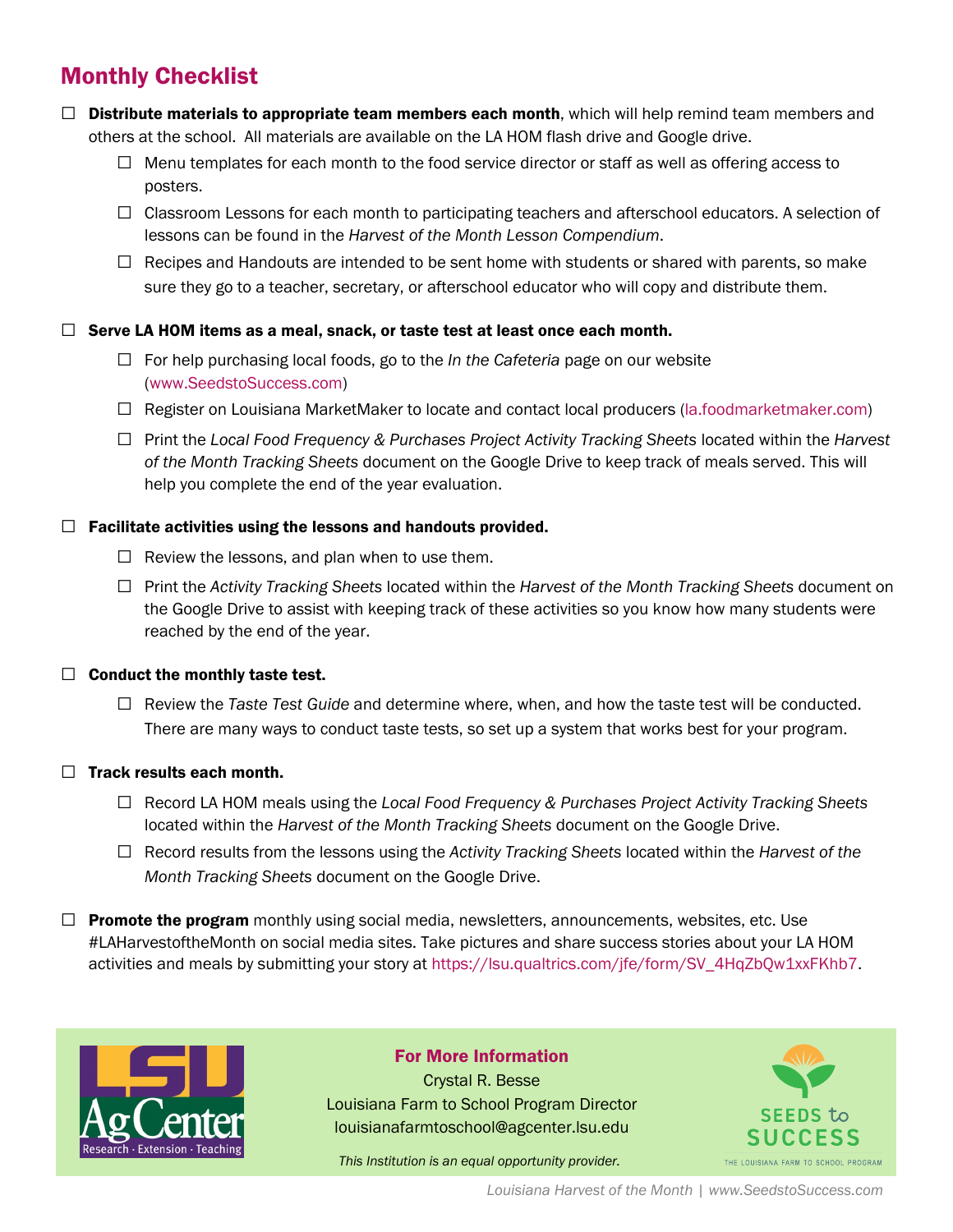## Monthly Checklist

- ☐ **Distribute materials to appropriate team members each month**, which will help remind team members and others at the school. All materials are available on the LA HOM flash drive and Google drive.
  - ☐ Menu templates for each month to the food service director or staff as well as offering access to posters.
  - ☐ Classroom Lessons for each month to participating teachers and afterschool educators. A selection of lessons can be found in the *Harvest of the Month Lesson Compendium*.
  - ☐ Recipes and Handouts are intended to be sent home with students or shared with parents, so make sure they go to a teacher, secretary, or afterschool educator who will copy and distribute them.

- ☐ **Serve LA HOM items as a meal, snack, or taste test at least once each month.**
  - ☐ For help purchasing local foods, go to the *In the Cafeteria* page on our website (www.SeedstoSuccess.com)
  - ☐ Register on Louisiana MarketMaker to locate and contact local producers (la.foodmarketmaker.com)
  - ☐ Print the *Local Food Frequency & Purchases Project Activity Tracking Sheets* located within the *Harvest of the Month Tracking Sheets* document on the Google Drive to keep track of meals served. This will help you complete the end of the year evaluation.

- ☐ **Facilitate activities using the lessons and handouts provided.**
  - ☐ Review the lessons, and plan when to use them.
  - ☐ Print the *Activity Tracking Sheets* located within the *Harvest of the Month Tracking Sheets* document on the Google Drive to assist with keeping track of these activities so you know how many students were reached by the end of the year.

- ☐ **Conduct the monthly taste test.**
  - ☐ Review the *Taste Test Guide* and determine where, when, and how the taste test will be conducted. There are many ways to conduct taste tests, so set up a system that works best for your program.

- ☐ **Track results each month.**
  - ☐ Record LA HOM meals using the *Local Food Frequency & Purchases Project Activity Tracking Sheets* located within the *Harvest of the Month Tracking Sheets* document on the Google Drive.
  - ☐ Record results from the lessons using the *Activity Tracking Sheets* located within the *Harvest of the Month Tracking Sheets* document on the Google Drive.

- ☐ **Promote the program** monthly using social media, newsletters, announcements, websites, etc. Use #LAHarvestoftheMonth on social media sites. Take pictures and share success stories about your LA HOM activities and meals by submitting your story at https://lsu.qualtrics.com/jfe/form/SV_4HqZbQw1xxFKhb7.

LSU AgCenter
Research · Extension · Teaching

**For More Information**
Crystal R. Besse
Louisiana Farm to School Program Director
louisianafarmtoschool@agcenter.lsu.edu

*This Institution is an equal opportunity provider.*

SEEDS to SUCCESS
THE LOUISIANA FARM TO SCHOOL PROGRAM